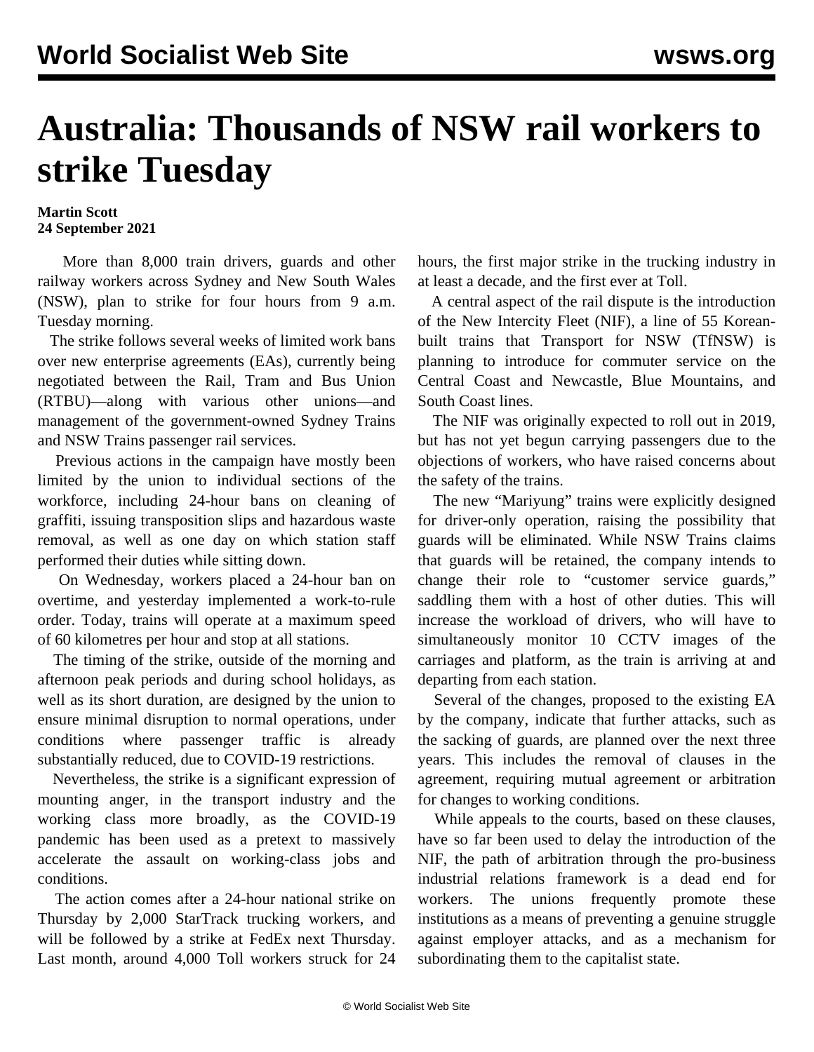# Australia: Thousands of NSW rail workers to strike Tuesday

**Martin Scott**
**24 September 2021**

More than 8,000 train drivers, guards and other railway workers across Sydney and New South Wales (NSW), plan to strike for four hours from 9 a.m. Tuesday morning.

The strike follows several weeks of limited work bans over new enterprise agreements (EAs), currently being negotiated between the Rail, Tram and Bus Union (RTBU)—along with various other unions—and management of the government-owned Sydney Trains and NSW Trains passenger rail services.

Previous actions in the campaign have mostly been limited by the union to individual sections of the workforce, including 24-hour bans on cleaning of graffiti, issuing transposition slips and hazardous waste removal, as well as one day on which station staff performed their duties while sitting down.

On Wednesday, workers placed a 24-hour ban on overtime, and yesterday implemented a work-to-rule order. Today, trains will operate at a maximum speed of 60 kilometres per hour and stop at all stations.

The timing of the strike, outside of the morning and afternoon peak periods and during school holidays, as well as its short duration, are designed by the union to ensure minimal disruption to normal operations, under conditions where passenger traffic is already substantially reduced, due to COVID-19 restrictions.

Nevertheless, the strike is a significant expression of mounting anger, in the transport industry and the working class more broadly, as the COVID-19 pandemic has been used as a pretext to massively accelerate the assault on working-class jobs and conditions.

The action comes after a 24-hour national strike on Thursday by 2,000 StarTrack trucking workers, and will be followed by a strike at FedEx next Thursday. Last month, around 4,000 Toll workers struck for 24 hours, the first major strike in the trucking industry in at least a decade, and the first ever at Toll.

A central aspect of the rail dispute is the introduction of the New Intercity Fleet (NIF), a line of 55 Korean-built trains that Transport for NSW (TfNSW) is planning to introduce for commuter service on the Central Coast and Newcastle, Blue Mountains, and South Coast lines.

The NIF was originally expected to roll out in 2019, but has not yet begun carrying passengers due to the objections of workers, who have raised concerns about the safety of the trains.

The new "Mariyung" trains were explicitly designed for driver-only operation, raising the possibility that guards will be eliminated. While NSW Trains claims that guards will be retained, the company intends to change their role to "customer service guards," saddling them with a host of other duties. This will increase the workload of drivers, who will have to simultaneously monitor 10 CCTV images of the carriages and platform, as the train is arriving at and departing from each station.

Several of the changes, proposed to the existing EA by the company, indicate that further attacks, such as the sacking of guards, are planned over the next three years. This includes the removal of clauses in the agreement, requiring mutual agreement or arbitration for changes to working conditions.

While appeals to the courts, based on these clauses, have so far been used to delay the introduction of the NIF, the path of arbitration through the pro-business industrial relations framework is a dead end for workers. The unions frequently promote these institutions as a means of preventing a genuine struggle against employer attacks, and as a mechanism for subordinating them to the capitalist state.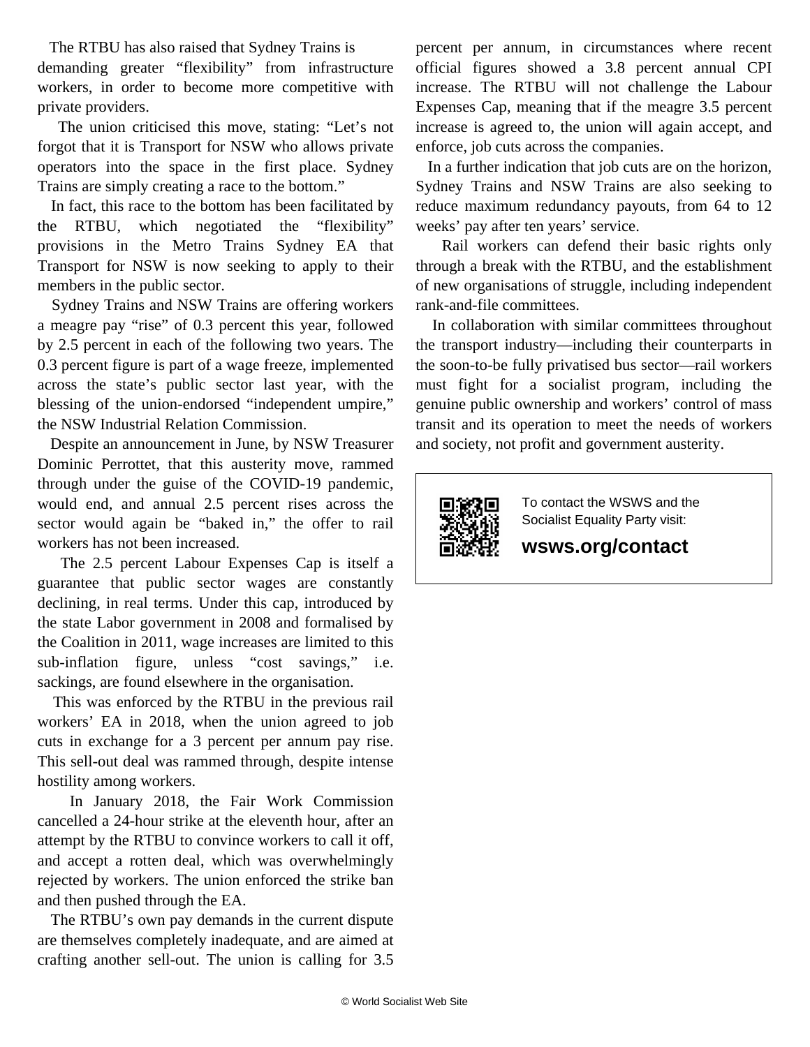The RTBU has also raised that Sydney Trains is demanding greater "flexibility" from infrastructure workers, in order to become more competitive with private providers.

The union criticised this move, stating: "Let's not forgot that it is Transport for NSW who allows private operators into the space in the first place. Sydney Trains are simply creating a race to the bottom."

In fact, this race to the bottom has been facilitated by the RTBU, which negotiated the "flexibility" provisions in the Metro Trains Sydney EA that Transport for NSW is now seeking to apply to their members in the public sector.

Sydney Trains and NSW Trains are offering workers a meagre pay "rise" of 0.3 percent this year, followed by 2.5 percent in each of the following two years. The 0.3 percent figure is part of a wage freeze, implemented across the state's public sector last year, with the blessing of the union-endorsed "independent umpire," the NSW Industrial Relation Commission.

Despite an announcement in June, by NSW Treasurer Dominic Perrottet, that this austerity move, rammed through under the guise of the COVID-19 pandemic, would end, and annual 2.5 percent rises across the sector would again be "baked in," the offer to rail workers has not been increased.

The 2.5 percent Labour Expenses Cap is itself a guarantee that public sector wages are constantly declining, in real terms. Under this cap, introduced by the state Labor government in 2008 and formalised by the Coalition in 2011, wage increases are limited to this sub-inflation figure, unless "cost savings," i.e. sackings, are found elsewhere in the organisation.

This was enforced by the RTBU in the previous rail workers' EA in 2018, when the union agreed to job cuts in exchange for a 3 percent per annum pay rise. This sell-out deal was rammed through, despite intense hostility among workers.

In January 2018, the Fair Work Commission cancelled a 24-hour strike at the eleventh hour, after an attempt by the RTBU to convince workers to call it off, and accept a rotten deal, which was overwhelmingly rejected by workers. The union enforced the strike ban and then pushed through the EA.

The RTBU's own pay demands in the current dispute are themselves completely inadequate, and are aimed at crafting another sell-out. The union is calling for 3.5 percent per annum, in circumstances where recent official figures showed a 3.8 percent annual CPI increase. The RTBU will not challenge the Labour Expenses Cap, meaning that if the meagre 3.5 percent increase is agreed to, the union will again accept, and enforce, job cuts across the companies.

In a further indication that job cuts are on the horizon, Sydney Trains and NSW Trains are also seeking to reduce maximum redundancy payouts, from 64 to 12 weeks' pay after ten years' service.

Rail workers can defend their basic rights only through a break with the RTBU, and the establishment of new organisations of struggle, including independent rank-and-file committees.

In collaboration with similar committees throughout the transport industry—including their counterparts in the soon-to-be fully privatised bus sector—rail workers must fight for a socialist program, including the genuine public ownership and workers' control of mass transit and its operation to meet the needs of workers and society, not profit and government austerity.

To contact the WSWS and the Socialist Equality Party visit:

**wsws.org/contact**